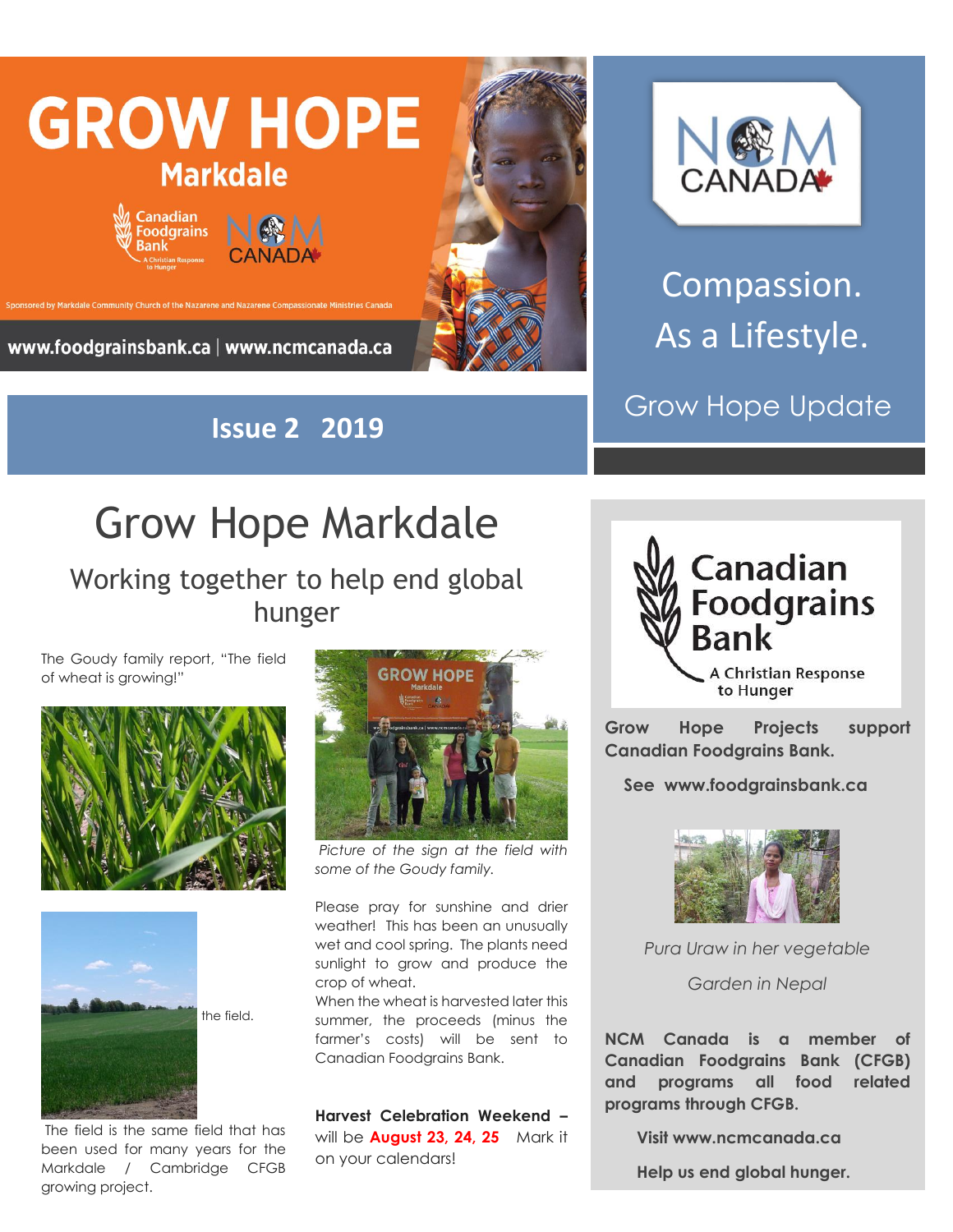# GROW HOPE

## Markdale

Canadian Foodgrains Bank — A Christian Response to Hunger

NCM CANADA

Sponsored by Markdale Community Church of the Nazarene and Nazarene Compassionate Ministries Canada

www.foodgrainsbank.ca | www.ncmcanada.ca

**Issue 2 2019**

NCM CANADA

Compassion. As a Lifestyle.

Grow Hope Update

# Grow Hope Markdale

## Working together to help end global hunger

The Goudy family report, "The field of wheat is growing!"

the field.

The field is the same field that has been used for many years for the Markdale / Cambridge CFGB growing project.

*Picture of the sign at the field with some of the Goudy family.*

Please pray for sunshine and drier weather! This has been an unusually wet and cool spring. The plants need sunlight to grow and produce the crop of wheat.

When the wheat is harvested later this summer, the proceeds (minus the farmer's costs) will be sent to Canadian Foodgrains Bank.

**Harvest Celebration Weekend –** will be **August 23, 24, 25** Mark it on your calendars!

Canadian Foodgrains Bank — A Christian Response to Hunger

**Grow Hope Projects support Canadian Foodgrains Bank.**

**See www.foodgrainsbank.ca**

*Pura Uraw in her vegetable Garden in Nepal*

**NCM Canada is a member of Canadian Foodgrains Bank (CFGB) and programs all food related programs through CFGB.**

**Visit www.ncmcanada.ca**

**Help us end global hunger.**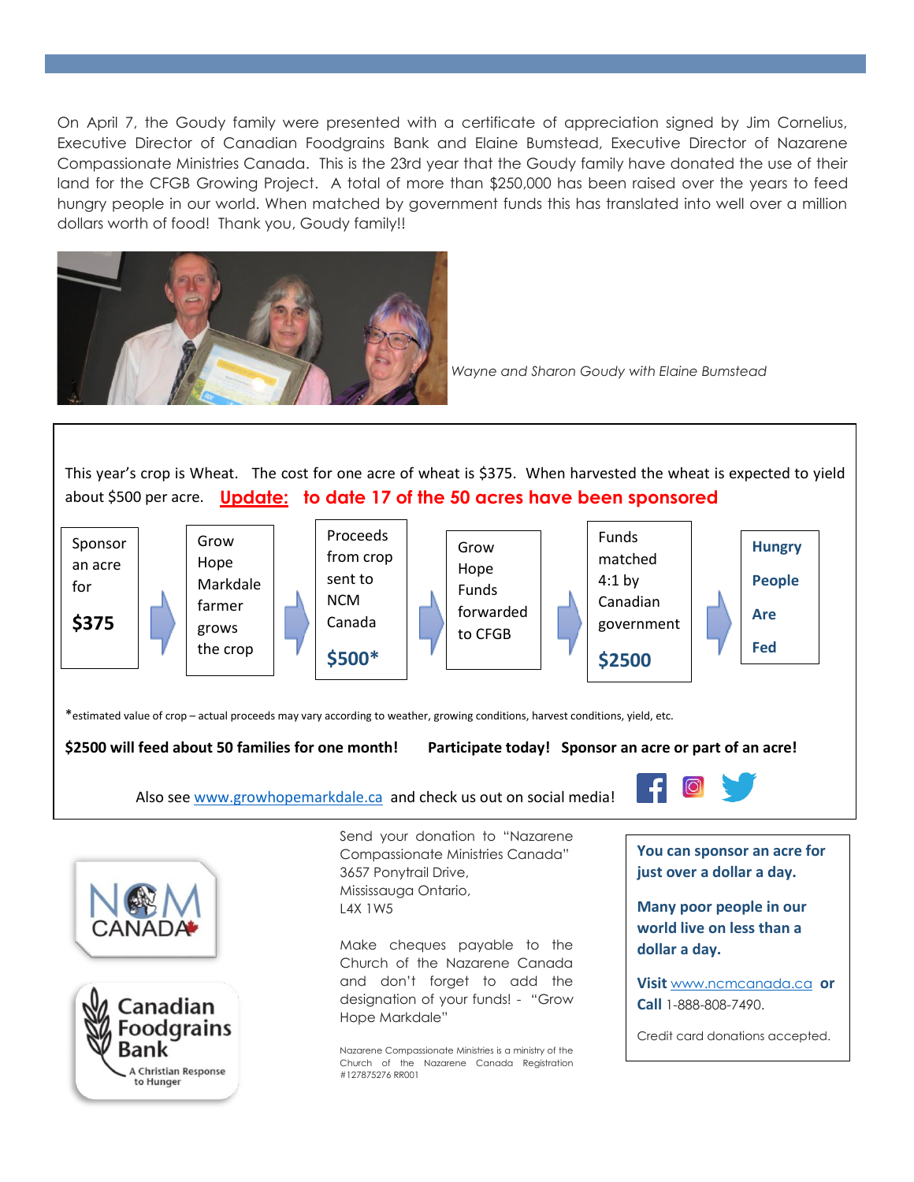On April 7, the Goudy family were presented with a certificate of appreciation signed by Jim Cornelius, Executive Director of Canadian Foodgrains Bank and Elaine Bumstead, Executive Director of Nazarene Compassionate Ministries Canada. This is the 23rd year that the Goudy family have donated the use of their land for the CFGB Growing Project. A total of more than $250,000 has been raised over the years to feed hungry people in our world. When matched by government funds this has translated into well over a million dollars worth of food! Thank you, Goudy family!!

*Wayne and Sharon Goudy with Elaine Bumstead*

This year's crop is Wheat. The cost for one acre of wheat is $375. When harvested the wheat is expected to yield about $500 per acre. **Update: to date 17 of the 50 acres have been sponsored**

Sponsor an acre for **$375** → Grow Hope Markdale farmer grows the crop → Proceeds from crop sent to NCM Canada **$500*** → Grow Hope Funds forwarded to CFGB → Funds matched 4:1 by Canadian government **$2500** → **Hungry People Are Fed**

*estimated value of crop – actual proceeds may vary according to weather, growing conditions, harvest conditions, yield, etc.

**$2500 will feed about 50 families for one month!** **Participate today! Sponsor an acre or part of an acre!**

Also see www.growhopemarkdale.ca and check us out on social media!

NCM CANADA

Canadian Foodgrains Bank
A Christian Response to Hunger

Send your donation to "Nazarene Compassionate Ministries Canada"
3657 Ponytrail Drive,
Mississauga Ontario,
L4X 1W5

Make cheques payable to the Church of the Nazarene Canada and don't forget to add the designation of your funds! - "Grow Hope Markdale"

Nazarene Compassionate Ministries is a ministry of the Church of the Nazarene Canada Registration #127875276 RR001

**You can sponsor an acre for just over a dollar a day.**

**Many poor people in our world live on less than a dollar a day.**

**Visit** www.ncmcanada.ca **or Call** 1-888-808-7490.

Credit card donations accepted.